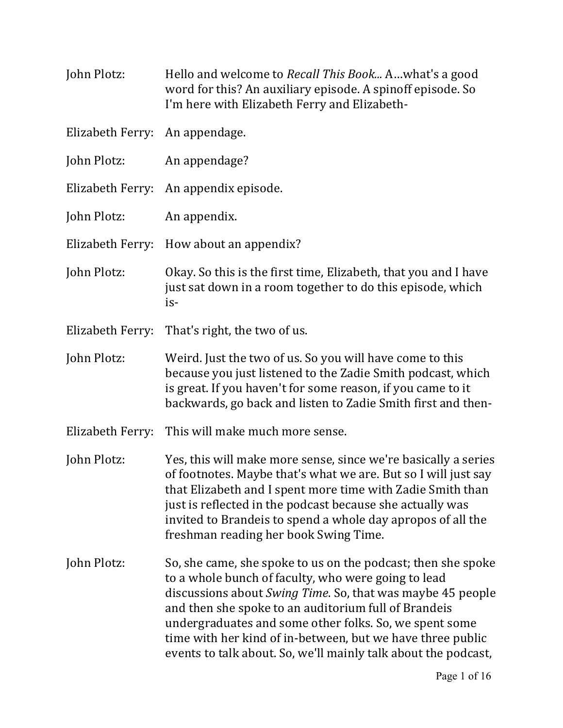**John Plotz:** Hello and welcome to *Recall This Book...* A…what's a good word for this? An auxiliary episode. A spinoff episode. So I'm here with Elizabeth Ferry and Elizabeth-

**Elizabeth Ferry:** An appendage.

**John Plotz:** An appendage?

**Elizabeth Ferry:** An appendix episode.

**John Plotz:** An appendix.

**Elizabeth Ferry:** How about an appendix?

**John Plotz:** Okay. So this is the first time, Elizabeth, that you and I have just sat down in a room together to do this episode, which is-

**Elizabeth Ferry:** That's right, the two of us.

**John Plotz:** Weird. Just the two of us. So you will have come to this because you just listened to the Zadie Smith podcast, which is great. If you haven't for some reason, if you came to it backwards, go back and listen to Zadie Smith first and then-

**Elizabeth Ferry:** This will make much more sense.

**John Plotz:** Yes, this will make more sense, since we're basically a series of footnotes. Maybe that's what we are. But so I will just say that Elizabeth and I spent more time with Zadie Smith than just is reflected in the podcast because she actually was invited to Brandeis to spend a whole day apropos of all the freshman reading her book Swing Time.

**John Plotz:** So, she came, she spoke to us on the podcast; then she spoke to a whole bunch of faculty, who were going to lead discussions about *Swing Time*. So, that was maybe 45 people and then she spoke to an auditorium full of Brandeis undergraduates and some other folks. So, we spent some time with her kind of in-between, but we have three public events to talk about. So, we'll mainly talk about the podcast,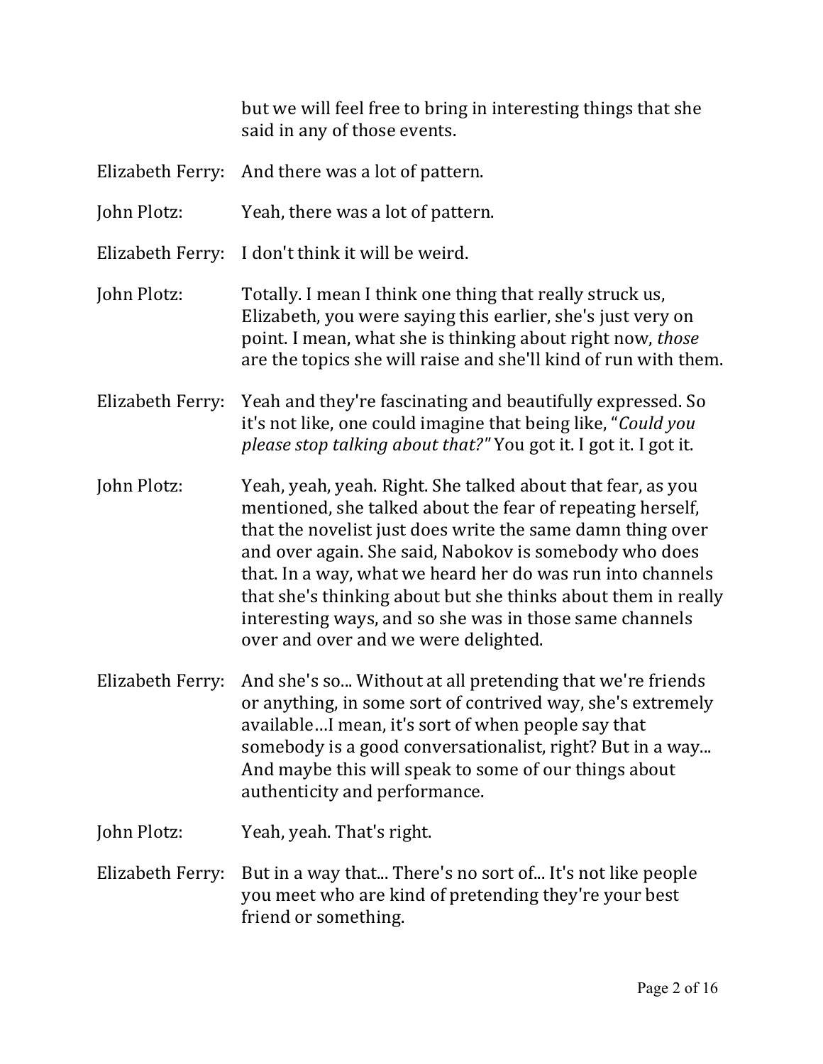but we will feel free to bring in interesting things that she said in any of those events.

**Elizabeth Ferry:** And there was a lot of pattern.

**John Plotz:** Yeah, there was a lot of pattern.

**Elizabeth Ferry:** I don't think it will be weird.

**John Plotz:** Totally. I mean I think one thing that really struck us, Elizabeth, you were saying this earlier, she's just very on point. I mean, what she is thinking about right now, *those* are the topics she will raise and she'll kind of run with them.

**Elizabeth Ferry:** Yeah and they're fascinating and beautifully expressed. So it's not like, one could imagine that being like, "*Could you please stop talking about that?"* You got it. I got it. I got it.

**John Plotz:** Yeah, yeah, yeah. Right. She talked about that fear, as you mentioned, she talked about the fear of repeating herself, that the novelist just does write the same damn thing over and over again. She said, Nabokov is somebody who does that. In a way, what we heard her do was run into channels that she's thinking about but she thinks about them in really interesting ways, and so she was in those same channels over and over and we were delighted.

**Elizabeth Ferry:** And she's so... Without at all pretending that we're friends or anything, in some sort of contrived way, she's extremely available…I mean, it's sort of when people say that somebody is a good conversationalist, right? But in a way... And maybe this will speak to some of our things about authenticity and performance.

**John Plotz:** Yeah, yeah. That's right.

**Elizabeth Ferry:** But in a way that... There's no sort of... It's not like people you meet who are kind of pretending they're your best friend or something.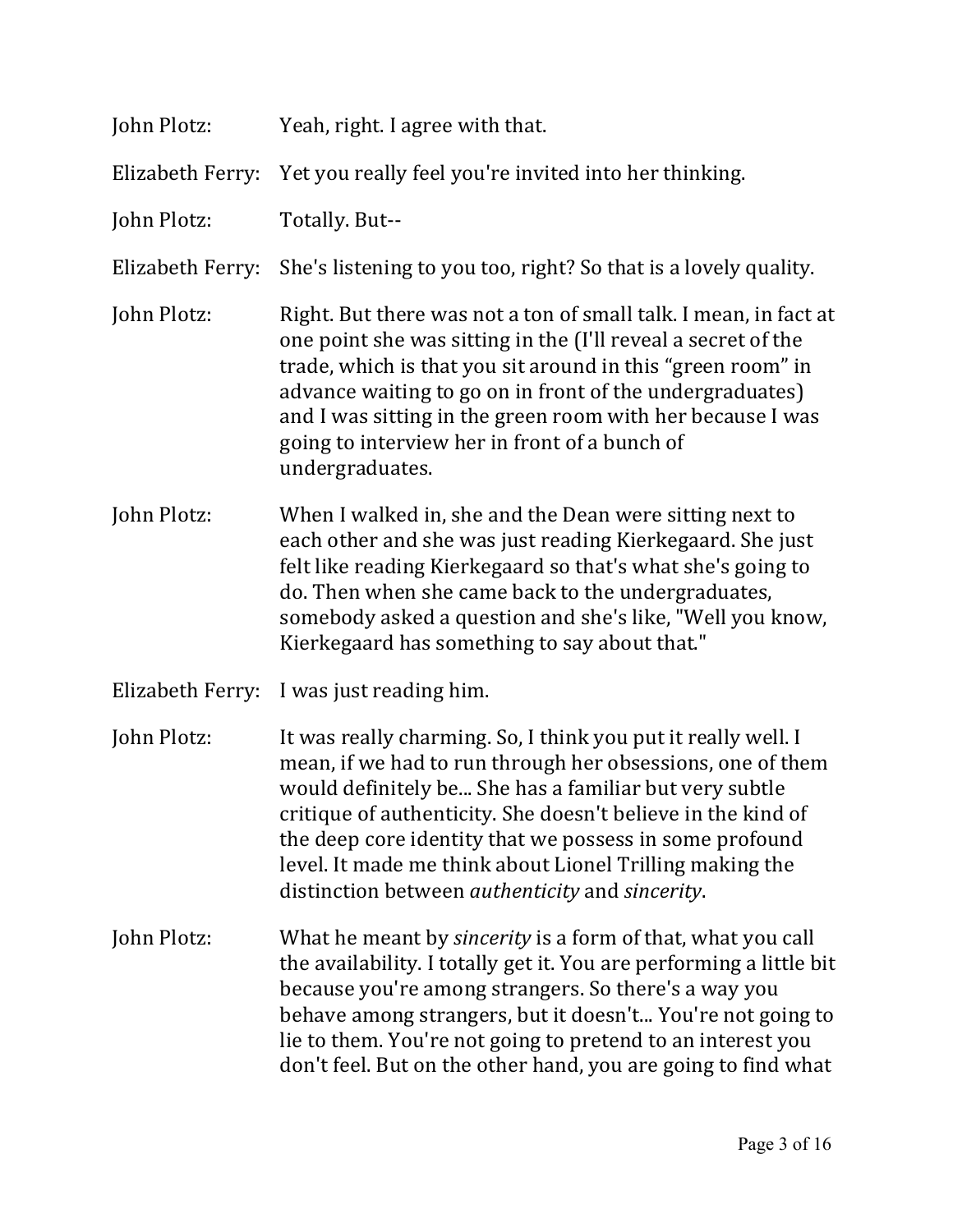John Plotz: Yeah, right. I agree with that.

Elizabeth Ferry: Yet you really feel you're invited into her thinking.

John Plotz: Totally. But--

Elizabeth Ferry: She's listening to you too, right? So that is a lovely quality.

John Plotz: Right. But there was not a ton of small talk. I mean, in fact at one point she was sitting in the (I'll reveal a secret of the trade, which is that you sit around in this “green room” in advance waiting to go on in front of the undergraduates) and I was sitting in the green room with her because I was going to interview her in front of a bunch of undergraduates.

John Plotz: When I walked in, she and the Dean were sitting next to each other and she was just reading Kierkegaard. She just felt like reading Kierkegaard so that's what she's going to do. Then when she came back to the undergraduates, somebody asked a question and she's like, "Well you know, Kierkegaard has something to say about that."

Elizabeth Ferry: I was just reading him.

John Plotz: It was really charming. So, I think you put it really well. I mean, if we had to run through her obsessions, one of them would definitely be... She has a familiar but very subtle critique of authenticity. She doesn't believe in the kind of the deep core identity that we possess in some profound level. It made me think about Lionel Trilling making the distinction between *authenticity* and *sincerity*.

John Plotz: What he meant by *sincerity* is a form of that, what you call the availability. I totally get it. You are performing a little bit because you're among strangers. So there's a way you behave among strangers, but it doesn't... You're not going to lie to them. You're not going to pretend to an interest you don't feel. But on the other hand, you are going to find what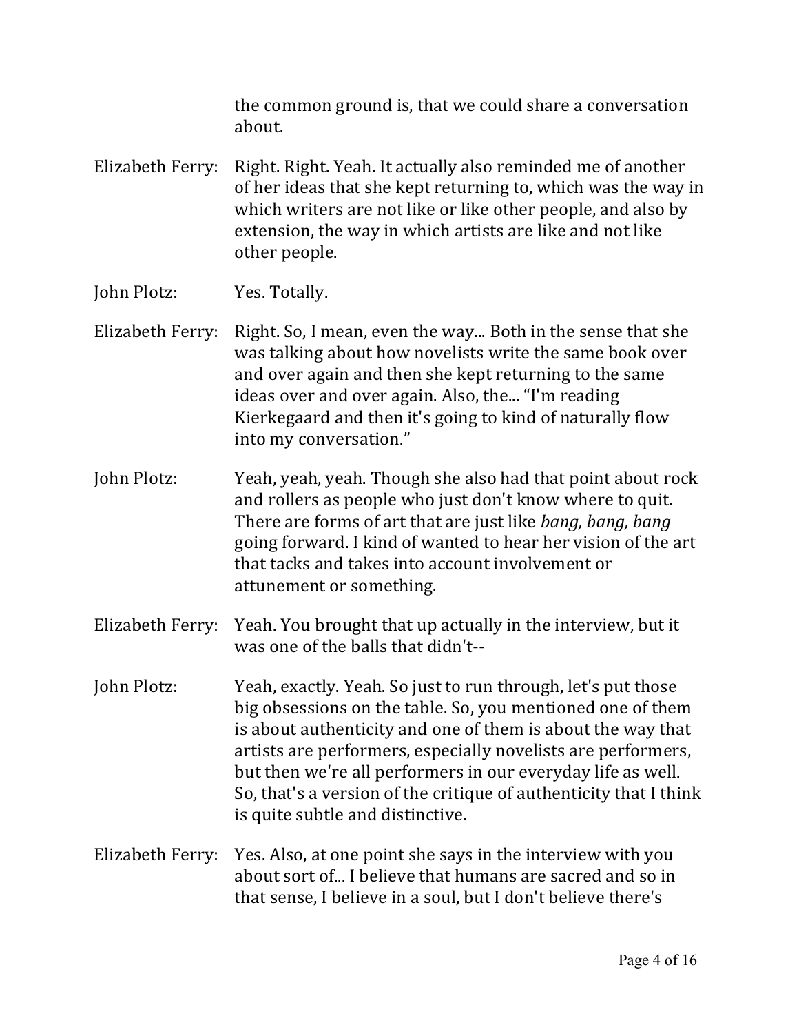the common ground is, that we could share a conversation about.

Elizabeth Ferry: Right. Right. Yeah. It actually also reminded me of another of her ideas that she kept returning to, which was the way in which writers are not like or like other people, and also by extension, the way in which artists are like and not like other people.

John Plotz: Yes. Totally.

Elizabeth Ferry: Right. So, I mean, even the way... Both in the sense that she was talking about how novelists write the same book over and over again and then she kept returning to the same ideas over and over again. Also, the... "I'm reading Kierkegaard and then it's going to kind of naturally flow into my conversation."

John Plotz: Yeah, yeah, yeah. Though she also had that point about rock and rollers as people who just don't know where to quit. There are forms of art that are just like *bang, bang, bang* going forward. I kind of wanted to hear her vision of the art that tacks and takes into account involvement or attunement or something.

Elizabeth Ferry: Yeah. You brought that up actually in the interview, but it was one of the balls that didn't--

John Plotz: Yeah, exactly. Yeah. So just to run through, let's put those big obsessions on the table. So, you mentioned one of them is about authenticity and one of them is about the way that artists are performers, especially novelists are performers, but then we're all performers in our everyday life as well. So, that's a version of the critique of authenticity that I think is quite subtle and distinctive.

Elizabeth Ferry: Yes. Also, at one point she says in the interview with you about sort of... I believe that humans are sacred and so in that sense, I believe in a soul, but I don't believe there's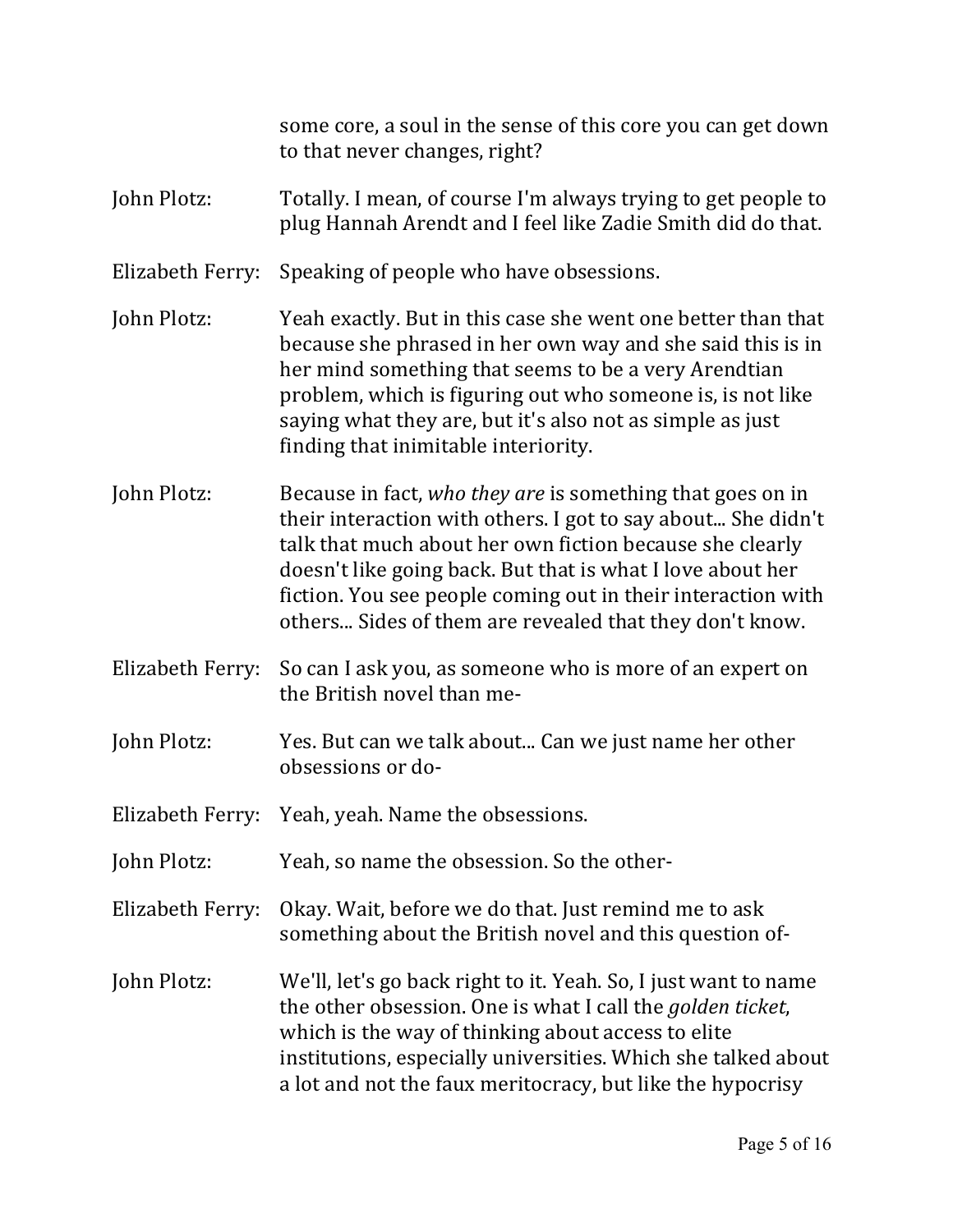some core, a soul in the sense of this core you can get down to that never changes, right?

**John Plotz:** Totally. I mean, of course I'm always trying to get people to plug Hannah Arendt and I feel like Zadie Smith did do that.

**Elizabeth Ferry:** Speaking of people who have obsessions.

**John Plotz:** Yeah exactly. But in this case she went one better than that because she phrased in her own way and she said this is in her mind something that seems to be a very Arendtian problem, which is figuring out who someone is, is not like saying what they are, but it's also not as simple as just finding that inimitable interiority.

**John Plotz:** Because in fact, *who they are* is something that goes on in their interaction with others. I got to say about... She didn't talk that much about her own fiction because she clearly doesn't like going back. But that is what I love about her fiction. You see people coming out in their interaction with others... Sides of them are revealed that they don't know.

**Elizabeth Ferry:** So can I ask you, as someone who is more of an expert on the British novel than me-

**John Plotz:** Yes. But can we talk about... Can we just name her other obsessions or do-

**Elizabeth Ferry:** Yeah, yeah. Name the obsessions.

**John Plotz:** Yeah, so name the obsession. So the other-

**Elizabeth Ferry:** Okay. Wait, before we do that. Just remind me to ask something about the British novel and this question of-

**John Plotz:** We'll, let's go back right to it. Yeah. So, I just want to name the other obsession. One is what I call the *golden ticket*, which is the way of thinking about access to elite institutions, especially universities. Which she talked about a lot and not the faux meritocracy, but like the hypocrisy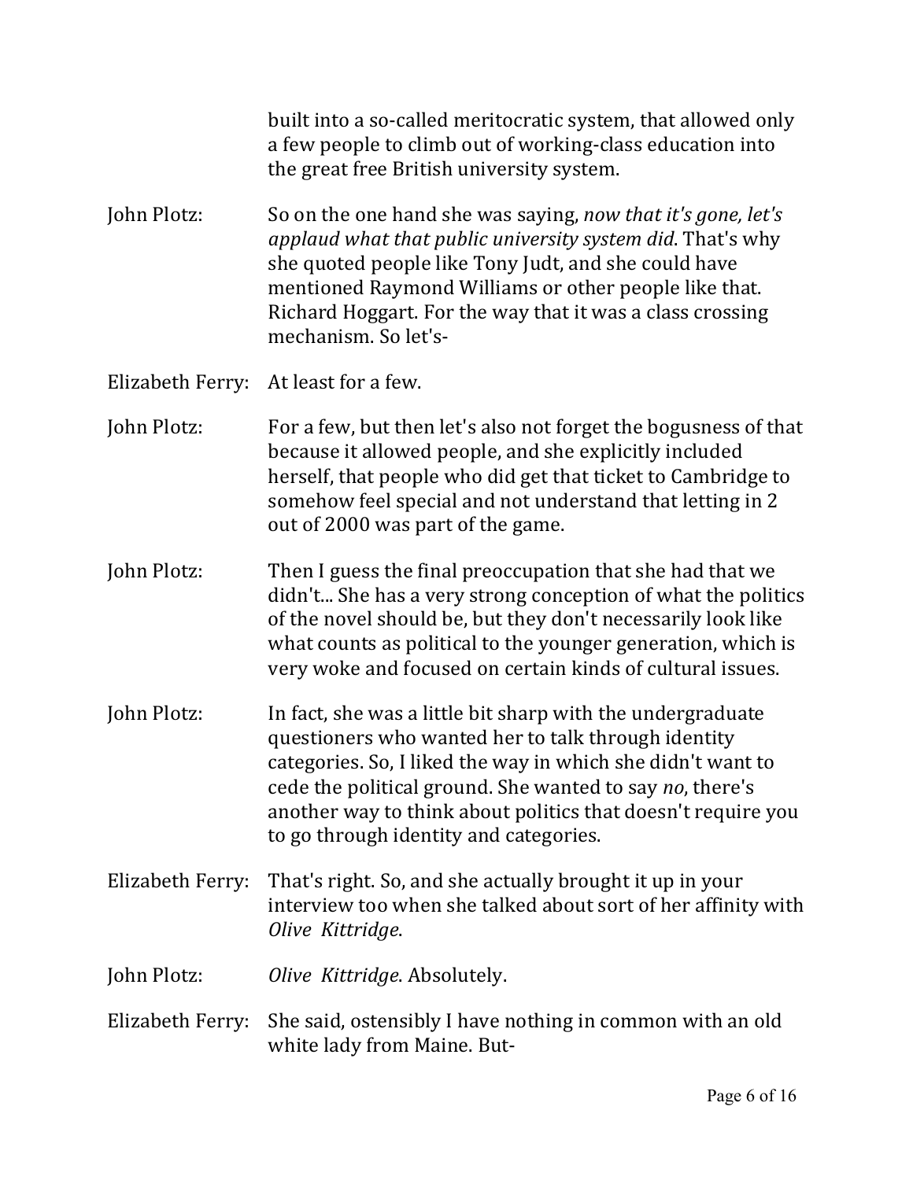built into a so-called meritocratic system, that allowed only a few people to climb out of working-class education into the great free British university system.

John Plotz: So on the one hand she was saying, *now that it's gone, let's applaud what that public university system did*. That's why she quoted people like Tony Judt, and she could have mentioned Raymond Williams or other people like that. Richard Hoggart. For the way that it was a class crossing mechanism. So let's-

Elizabeth Ferry: At least for a few.

John Plotz: For a few, but then let's also not forget the bogusness of that because it allowed people, and she explicitly included herself, that people who did get that ticket to Cambridge to somehow feel special and not understand that letting in 2 out of 2000 was part of the game.

John Plotz: Then I guess the final preoccupation that she had that we didn't... She has a very strong conception of what the politics of the novel should be, but they don't necessarily look like what counts as political to the younger generation, which is very woke and focused on certain kinds of cultural issues.

John Plotz: In fact, she was a little bit sharp with the undergraduate questioners who wanted her to talk through identity categories. So, I liked the way in which she didn't want to cede the political ground. She wanted to say *no*, there's another way to think about politics that doesn't require you to go through identity and categories.

Elizabeth Ferry: That's right. So, and she actually brought it up in your interview too when she talked about sort of her affinity with *Olive Kittridge*.

John Plotz: *Olive Kittridge*. Absolutely.

Elizabeth Ferry: She said, ostensibly I have nothing in common with an old white lady from Maine. But-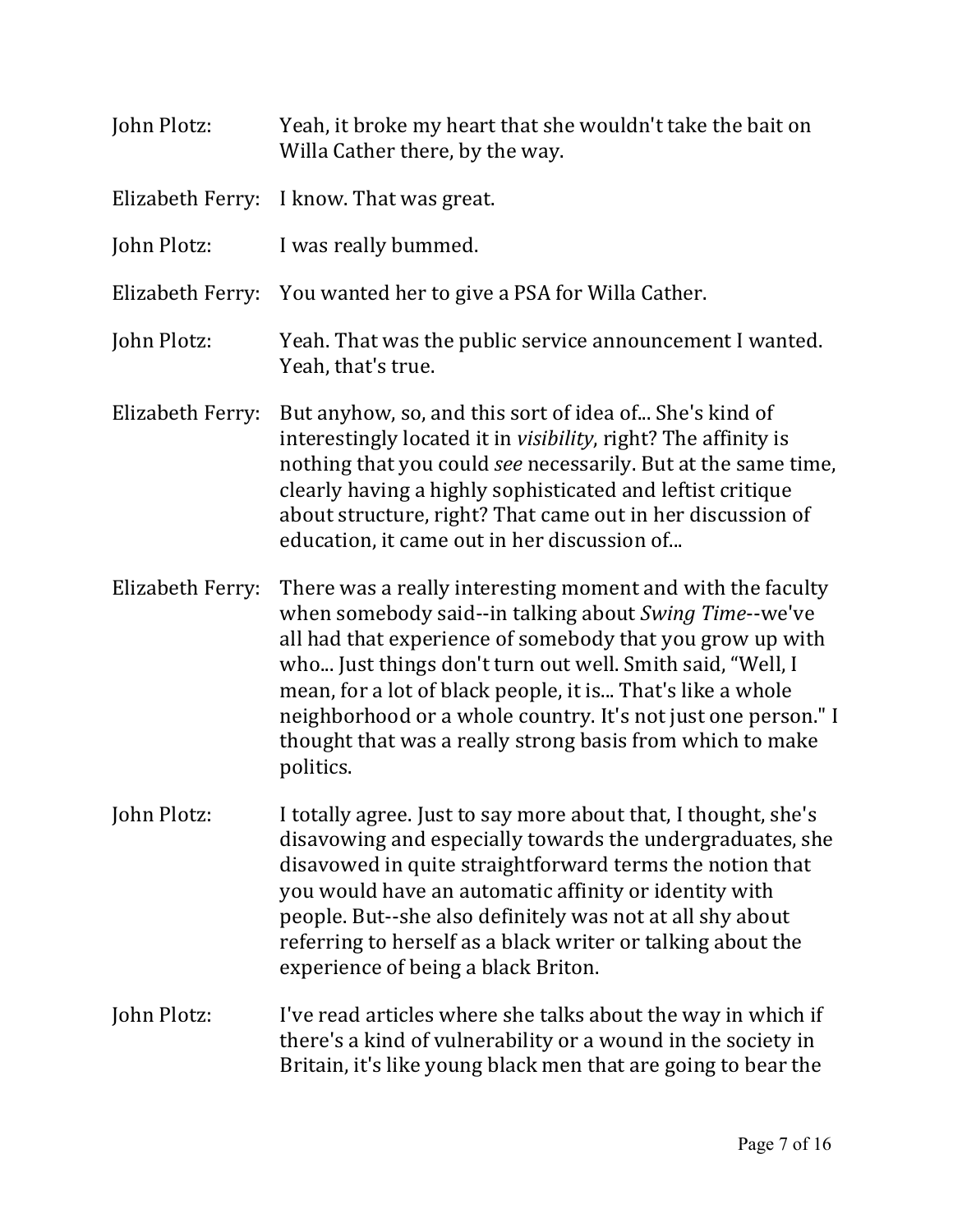John Plotz: Yeah, it broke my heart that she wouldn't take the bait on Willa Cather there, by the way.

Elizabeth Ferry: I know. That was great.

John Plotz: I was really bummed.

Elizabeth Ferry: You wanted her to give a PSA for Willa Cather.

John Plotz: Yeah. That was the public service announcement I wanted. Yeah, that's true.

Elizabeth Ferry: But anyhow, so, and this sort of idea of... She's kind of interestingly located it in *visibility*, right? The affinity is nothing that you could *see* necessarily. But at the same time, clearly having a highly sophisticated and leftist critique about structure, right? That came out in her discussion of education, it came out in her discussion of...

Elizabeth Ferry: There was a really interesting moment and with the faculty when somebody said--in talking about *Swing Time*--we've all had that experience of somebody that you grow up with who... Just things don't turn out well. Smith said, "Well, I mean, for a lot of black people, it is... That's like a whole neighborhood or a whole country. It's not just one person." I thought that was a really strong basis from which to make politics.

John Plotz: I totally agree. Just to say more about that, I thought, she's disavowing and especially towards the undergraduates, she disavowed in quite straightforward terms the notion that you would have an automatic affinity or identity with people. But--she also definitely was not at all shy about referring to herself as a black writer or talking about the experience of being a black Briton.

John Plotz: I've read articles where she talks about the way in which if there's a kind of vulnerability or a wound in the society in Britain, it's like young black men that are going to bear the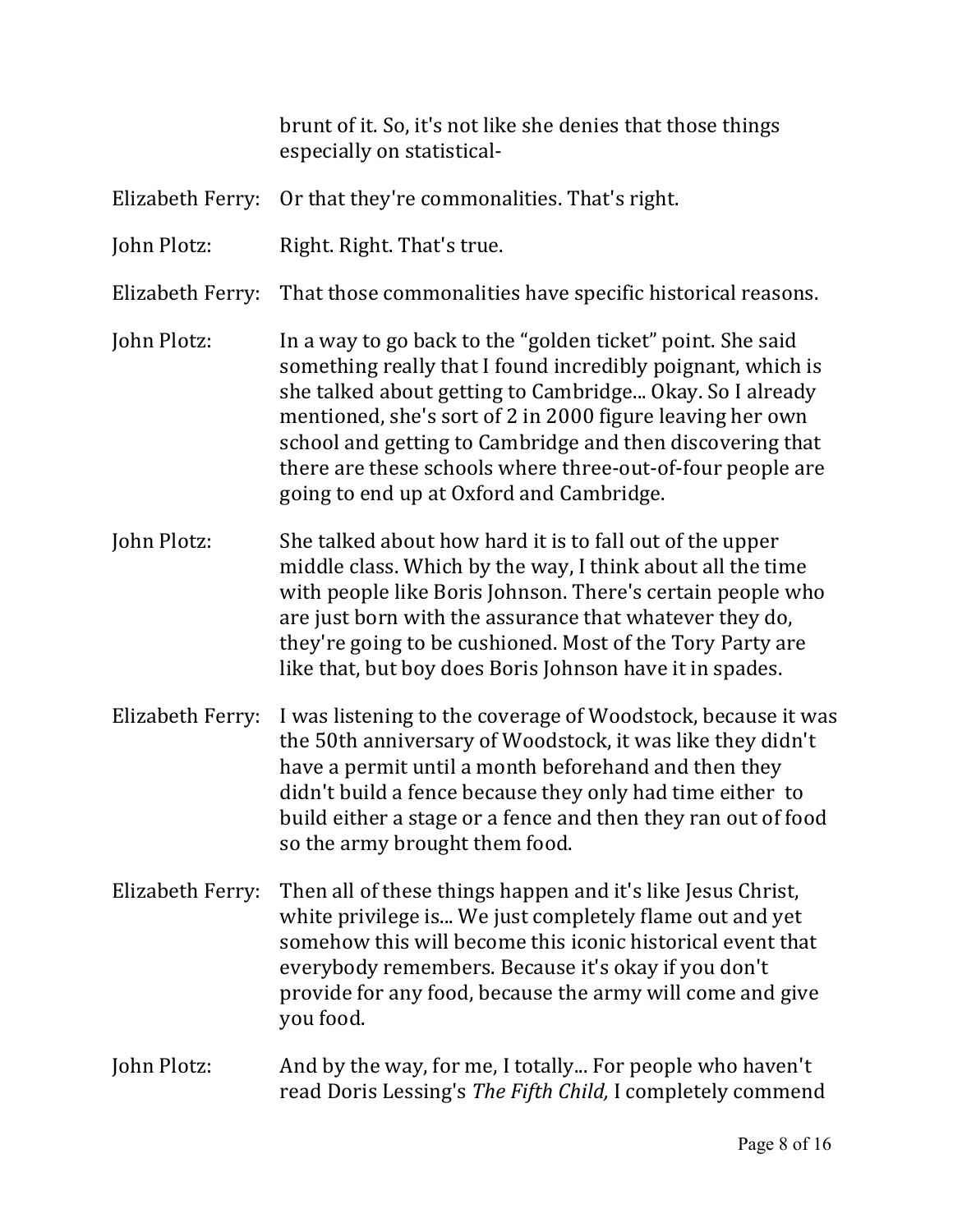brunt of it. So, it's not like she denies that those things especially on statistical-

Elizabeth Ferry: Or that they're commonalities. That's right.

John Plotz: Right. Right. That's true.

Elizabeth Ferry: That those commonalities have specific historical reasons.

John Plotz: In a way to go back to the "golden ticket" point. She said something really that I found incredibly poignant, which is she talked about getting to Cambridge... Okay. So I already mentioned, she's sort of 2 in 2000 figure leaving her own school and getting to Cambridge and then discovering that there are these schools where three-out-of-four people are going to end up at Oxford and Cambridge.

John Plotz: She talked about how hard it is to fall out of the upper middle class. Which by the way, I think about all the time with people like Boris Johnson. There's certain people who are just born with the assurance that whatever they do, they're going to be cushioned. Most of the Tory Party are like that, but boy does Boris Johnson have it in spades.

Elizabeth Ferry: I was listening to the coverage of Woodstock, because it was the 50th anniversary of Woodstock, it was like they didn't have a permit until a month beforehand and then they didn't build a fence because they only had time either to build either a stage or a fence and then they ran out of food so the army brought them food.

Elizabeth Ferry: Then all of these things happen and it's like Jesus Christ, white privilege is... We just completely flame out and yet somehow this will become this iconic historical event that everybody remembers. Because it's okay if you don't provide for any food, because the army will come and give you food.

John Plotz: And by the way, for me, I totally... For people who haven't read Doris Lessing's *The Fifth Child,* I completely commend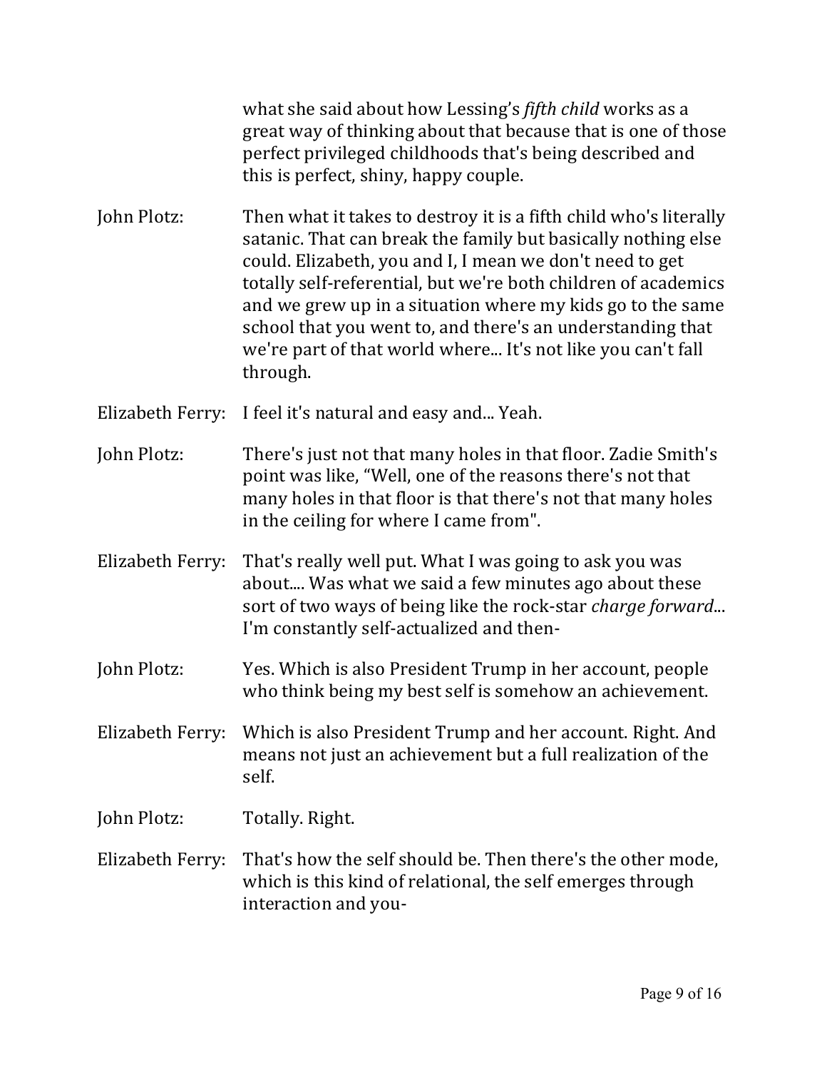what she said about how Lessing's *fifth child* works as a great way of thinking about that because that is one of those perfect privileged childhoods that's being described and this is perfect, shiny, happy couple.

John Plotz: Then what it takes to destroy it is a fifth child who's literally satanic. That can break the family but basically nothing else could. Elizabeth, you and I, I mean we don't need to get totally self-referential, but we're both children of academics and we grew up in a situation where my kids go to the same school that you went to, and there's an understanding that we're part of that world where... It's not like you can't fall through.

Elizabeth Ferry: I feel it's natural and easy and... Yeah.

John Plotz: There's just not that many holes in that floor. Zadie Smith's point was like, "Well, one of the reasons there's not that many holes in that floor is that there's not that many holes in the ceiling for where I came from".

Elizabeth Ferry: That's really well put. What I was going to ask you was about.... Was what we said a few minutes ago about these sort of two ways of being like the rock-star *charge forward*... I'm constantly self-actualized and then-

John Plotz: Yes. Which is also President Trump in her account, people who think being my best self is somehow an achievement.

Elizabeth Ferry: Which is also President Trump and her account. Right. And means not just an achievement but a full realization of the self.

John Plotz: Totally. Right.

Elizabeth Ferry: That's how the self should be. Then there's the other mode, which is this kind of relational, the self emerges through interaction and you-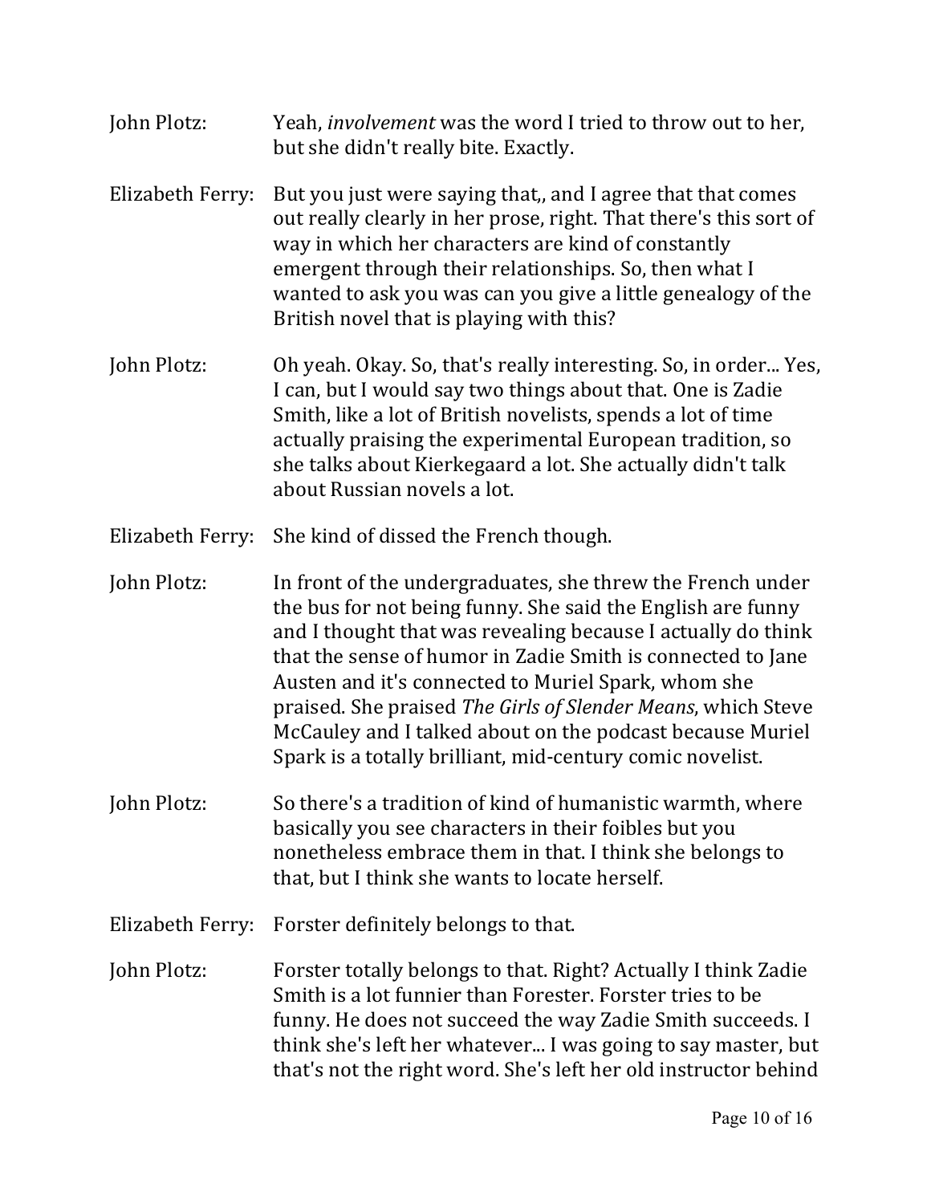John Plotz: Yeah, *involvement* was the word I tried to throw out to her, but she didn't really bite. Exactly.

Elizabeth Ferry: But you just were saying that,, and I agree that that comes out really clearly in her prose, right. That there's this sort of way in which her characters are kind of constantly emergent through their relationships. So, then what I wanted to ask you was can you give a little genealogy of the British novel that is playing with this?

John Plotz: Oh yeah. Okay. So, that's really interesting. So, in order... Yes, I can, but I would say two things about that. One is Zadie Smith, like a lot of British novelists, spends a lot of time actually praising the experimental European tradition, so she talks about Kierkegaard a lot. She actually didn't talk about Russian novels a lot.

Elizabeth Ferry: She kind of dissed the French though.

John Plotz: In front of the undergraduates, she threw the French under the bus for not being funny. She said the English are funny and I thought that was revealing because I actually do think that the sense of humor in Zadie Smith is connected to Jane Austen and it's connected to Muriel Spark, whom she praised. She praised *The Girls of Slender Means*, which Steve McCauley and I talked about on the podcast because Muriel Spark is a totally brilliant, mid-century comic novelist.

John Plotz: So there's a tradition of kind of humanistic warmth, where basically you see characters in their foibles but you nonetheless embrace them in that. I think she belongs to that, but I think she wants to locate herself.

Elizabeth Ferry: Forster definitely belongs to that.

John Plotz: Forster totally belongs to that. Right? Actually I think Zadie Smith is a lot funnier than Forester. Forster tries to be funny. He does not succeed the way Zadie Smith succeeds. I think she's left her whatever... I was going to say master, but that's not the right word. She's left her old instructor behind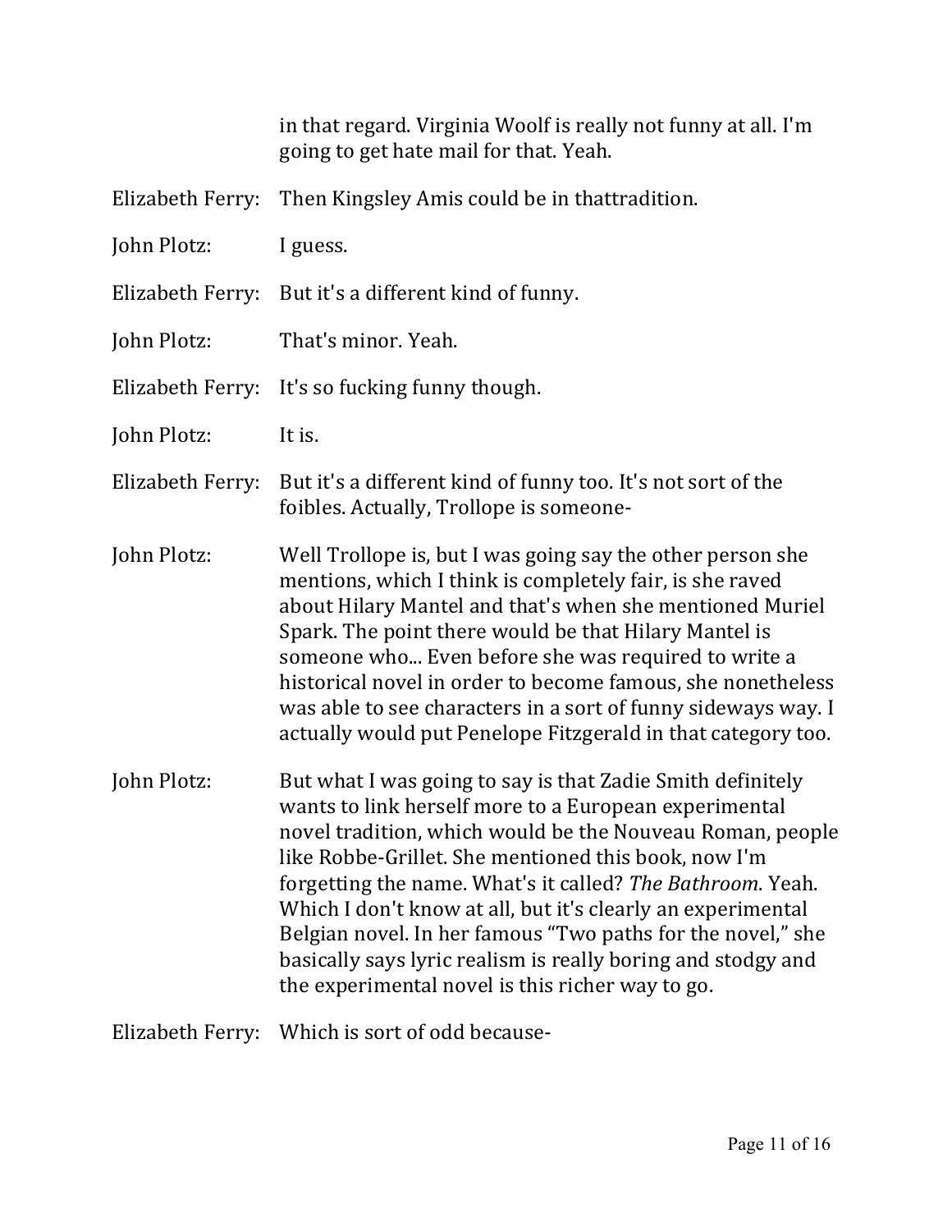in that regard. Virginia Woolf is really not funny at all. I'm going to get hate mail for that. Yeah.

Elizabeth Ferry: Then Kingsley Amis could be in thattradition.

John Plotz: I guess.

Elizabeth Ferry: But it's a different kind of funny.

John Plotz: That's minor. Yeah.

Elizabeth Ferry: It's so fucking funny though.

John Plotz: It is.

Elizabeth Ferry: But it's a different kind of funny too. It's not sort of the foibles. Actually, Trollope is someone-

John Plotz: Well Trollope is, but I was going say the other person she mentions, which I think is completely fair, is she raved about Hilary Mantel and that's when she mentioned Muriel Spark. The point there would be that Hilary Mantel is someone who... Even before she was required to write a historical novel in order to become famous, she nonetheless was able to see characters in a sort of funny sideways way. I actually would put Penelope Fitzgerald in that category too.

John Plotz: But what I was going to say is that Zadie Smith definitely wants to link herself more to a European experimental novel tradition, which would be the Nouveau Roman, people like Robbe-Grillet. She mentioned this book, now I'm forgetting the name. What's it called? *The Bathroom*. Yeah. Which I don't know at all, but it's clearly an experimental Belgian novel. In her famous "Two paths for the novel," she basically says lyric realism is really boring and stodgy and the experimental novel is this richer way to go.

Elizabeth Ferry: Which is sort of odd because-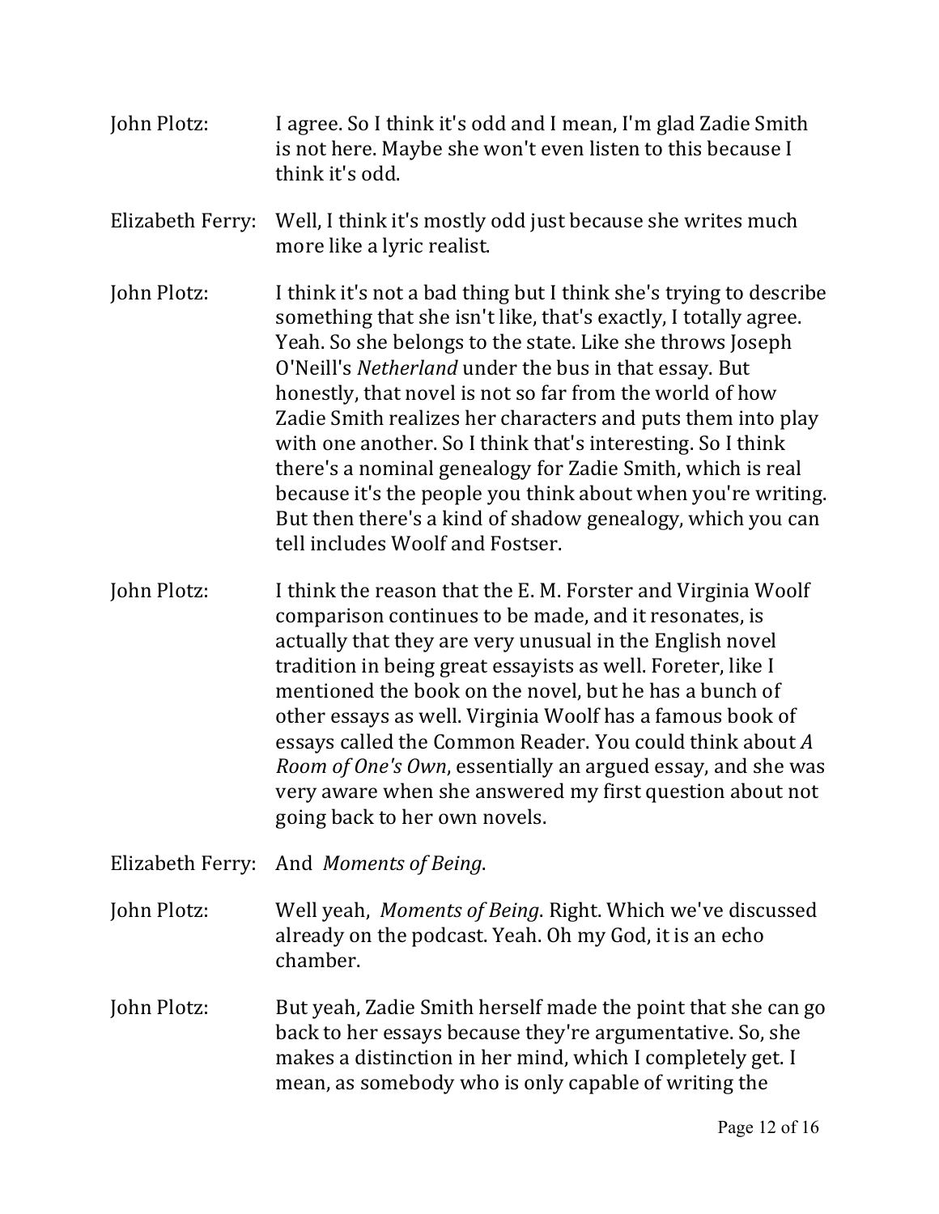John Plotz: I agree. So I think it's odd and I mean, I'm glad Zadie Smith is not here. Maybe she won't even listen to this because I think it's odd.

Elizabeth Ferry: Well, I think it's mostly odd just because she writes much more like a lyric realist.

John Plotz: I think it's not a bad thing but I think she's trying to describe something that she isn't like, that's exactly, I totally agree. Yeah. So she belongs to the state. Like she throws Joseph O'Neill's *Netherland* under the bus in that essay. But honestly, that novel is not so far from the world of how Zadie Smith realizes her characters and puts them into play with one another. So I think that's interesting. So I think there's a nominal genealogy for Zadie Smith, which is real because it's the people you think about when you're writing. But then there's a kind of shadow genealogy, which you can tell includes Woolf and Fostser.

John Plotz: I think the reason that the E. M. Forster and Virginia Woolf comparison continues to be made, and it resonates, is actually that they are very unusual in the English novel tradition in being great essayists as well. Foreter, like I mentioned the book on the novel, but he has a bunch of other essays as well. Virginia Woolf has a famous book of essays called the Common Reader. You could think about *A Room of One's Own*, essentially an argued essay, and she was very aware when she answered my first question about not going back to her own novels.

Elizabeth Ferry: And *Moments of Being*.

John Plotz: Well yeah, *Moments of Being*. Right. Which we've discussed already on the podcast. Yeah. Oh my God, it is an echo chamber.

John Plotz: But yeah, Zadie Smith herself made the point that she can go back to her essays because they're argumentative. So, she makes a distinction in her mind, which I completely get. I mean, as somebody who is only capable of writing the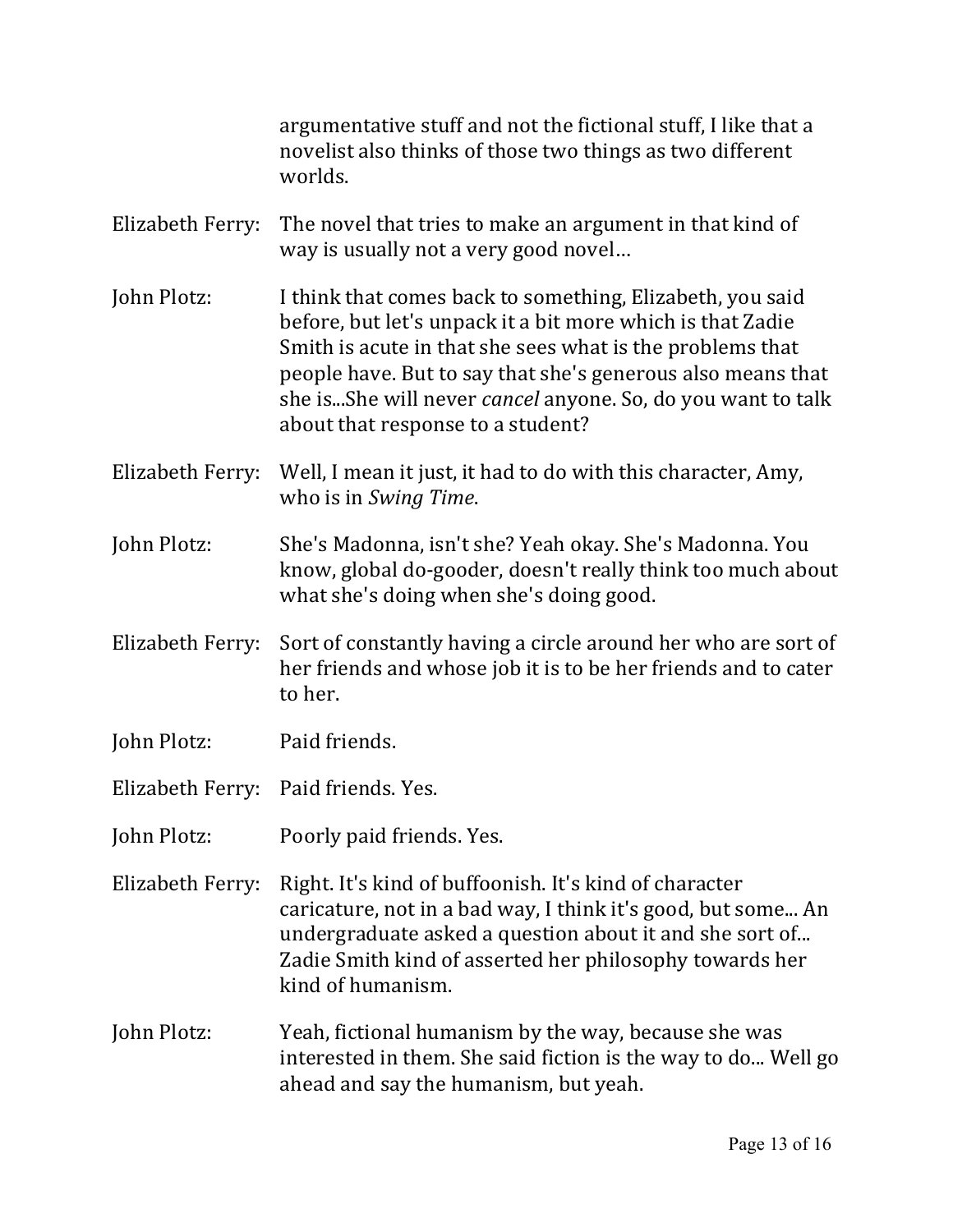argumentative stuff and not the fictional stuff, I like that a novelist also thinks of those two things as two different worlds.

Elizabeth Ferry: The novel that tries to make an argument in that kind of way is usually not a very good novel…

John Plotz: I think that comes back to something, Elizabeth, you said before, but let's unpack it a bit more which is that Zadie Smith is acute in that she sees what is the problems that people have. But to say that she's generous also means that she is...She will never *cancel* anyone. So, do you want to talk about that response to a student?

Elizabeth Ferry: Well, I mean it just, it had to do with this character, Amy, who is in *Swing Time*.

John Plotz: She's Madonna, isn't she? Yeah okay. She's Madonna. You know, global do-gooder, doesn't really think too much about what she's doing when she's doing good.

Elizabeth Ferry: Sort of constantly having a circle around her who are sort of her friends and whose job it is to be her friends and to cater to her.

John Plotz: Paid friends.

Elizabeth Ferry: Paid friends. Yes.

John Plotz: Poorly paid friends. Yes.

Elizabeth Ferry: Right. It's kind of buffoonish. It's kind of character caricature, not in a bad way, I think it's good, but some... An undergraduate asked a question about it and she sort of... Zadie Smith kind of asserted her philosophy towards her kind of humanism.

John Plotz: Yeah, fictional humanism by the way, because she was interested in them. She said fiction is the way to do... Well go ahead and say the humanism, but yeah.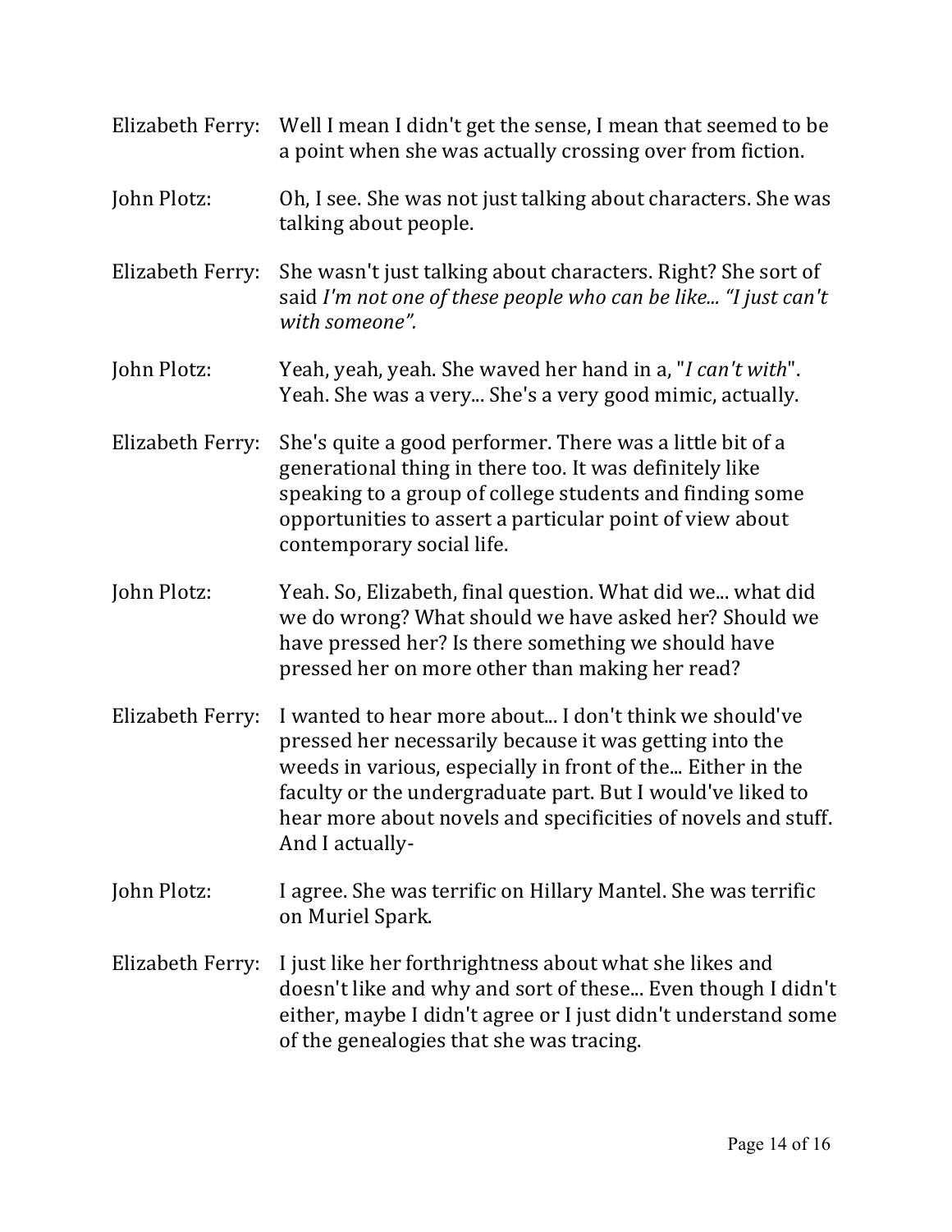Elizabeth Ferry: Well I mean I didn't get the sense, I mean that seemed to be a point when she was actually crossing over from fiction.

John Plotz: Oh, I see. She was not just talking about characters. She was talking about people.

Elizabeth Ferry: She wasn't just talking about characters. Right? She sort of said *I'm not one of these people who can be like... "I just can't with someone".*

John Plotz: Yeah, yeah, yeah. She waved her hand in a, "*I can't with*". Yeah. She was a very... She's a very good mimic, actually.

Elizabeth Ferry: She's quite a good performer. There was a little bit of a generational thing in there too. It was definitely like speaking to a group of college students and finding some opportunities to assert a particular point of view about contemporary social life.

John Plotz: Yeah. So, Elizabeth, final question. What did we... what did we do wrong? What should we have asked her? Should we have pressed her? Is there something we should have pressed her on more other than making her read?

Elizabeth Ferry: I wanted to hear more about... I don't think we should've pressed her necessarily because it was getting into the weeds in various, especially in front of the... Either in the faculty or the undergraduate part. But I would've liked to hear more about novels and specificities of novels and stuff. And I actually-

John Plotz: I agree. She was terrific on Hillary Mantel. She was terrific on Muriel Spark.

Elizabeth Ferry: I just like her forthrightness about what she likes and doesn't like and why and sort of these... Even though I didn't either, maybe I didn't agree or I just didn't understand some of the genealogies that she was tracing.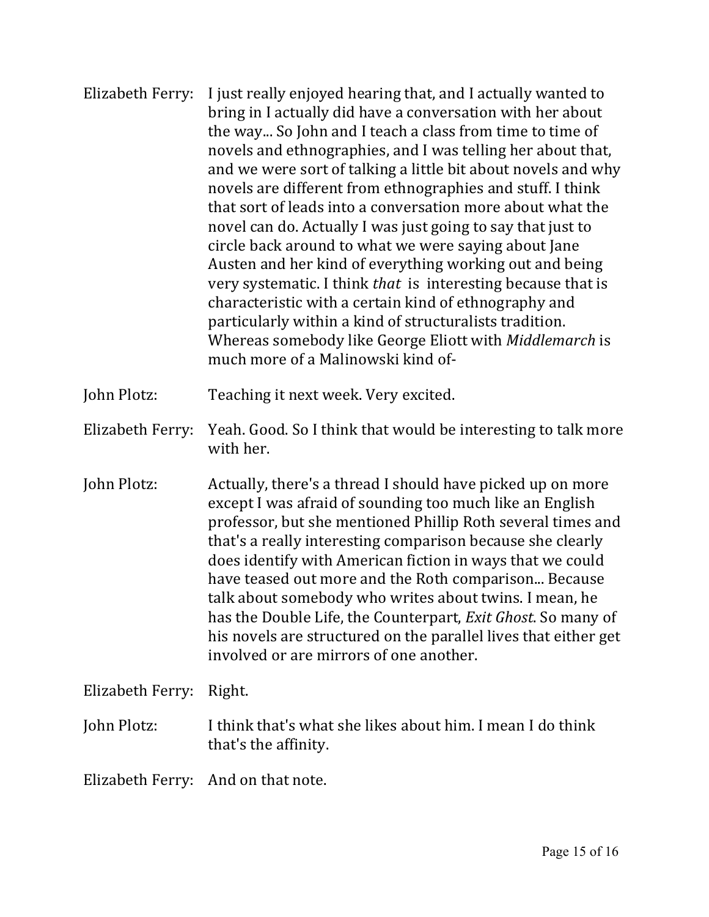Elizabeth Ferry: I just really enjoyed hearing that, and I actually wanted to bring in I actually did have a conversation with her about the way... So John and I teach a class from time to time of novels and ethnographies, and I was telling her about that, and we were sort of talking a little bit about novels and why novels are different from ethnographies and stuff. I think that sort of leads into a conversation more about what the novel can do. Actually I was just going to say that just to circle back around to what we were saying about Jane Austen and her kind of everything working out and being very systematic. I think *that* is interesting because that is characteristic with a certain kind of ethnography and particularly within a kind of structuralists tradition. Whereas somebody like George Eliott with *Middlemarch* is much more of a Malinowski kind of-

John Plotz: Teaching it next week. Very excited.

Elizabeth Ferry: Yeah. Good. So I think that would be interesting to talk more with her.

John Plotz: Actually, there's a thread I should have picked up on more except I was afraid of sounding too much like an English professor, but she mentioned Phillip Roth several times and that's a really interesting comparison because she clearly does identify with American fiction in ways that we could have teased out more and the Roth comparison... Because talk about somebody who writes about twins. I mean, he has the Double Life, the Counterpart, *Exit Ghost*. So many of his novels are structured on the parallel lives that either get involved or are mirrors of one another.

Elizabeth Ferry: Right.

John Plotz: I think that's what she likes about him. I mean I do think that's the affinity.

Elizabeth Ferry: And on that note.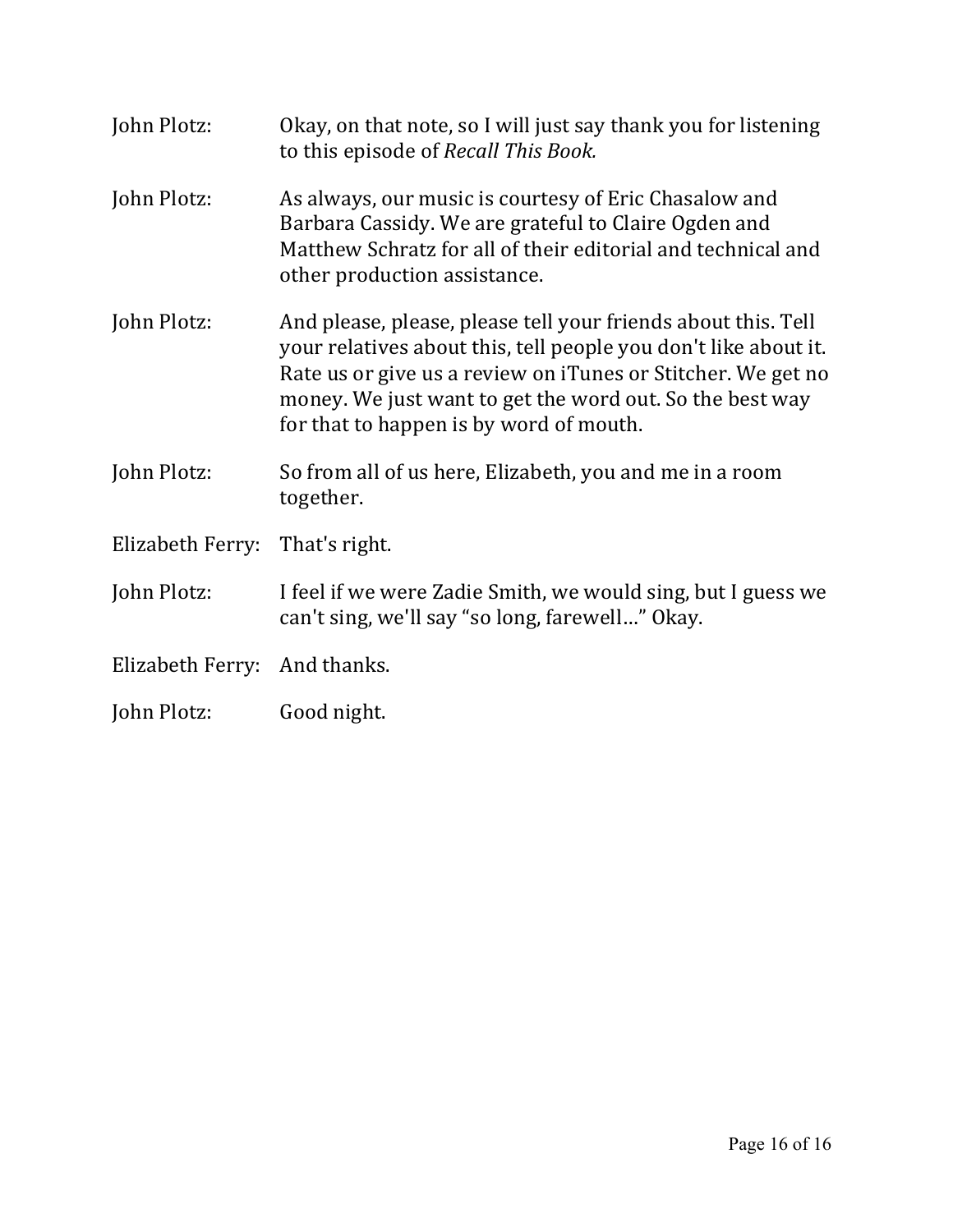John Plotz: Okay, on that note, so I will just say thank you for listening to this episode of *Recall This Book.*

John Plotz: As always, our music is courtesy of Eric Chasalow and Barbara Cassidy. We are grateful to Claire Ogden and Matthew Schratz for all of their editorial and technical and other production assistance.

John Plotz: And please, please, please tell your friends about this. Tell your relatives about this, tell people you don't like about it. Rate us or give us a review on iTunes or Stitcher. We get no money. We just want to get the word out. So the best way for that to happen is by word of mouth.

John Plotz: So from all of us here, Elizabeth, you and me in a room together.

Elizabeth Ferry: That's right.

John Plotz: I feel if we were Zadie Smith, we would sing, but I guess we can't sing, we'll say "so long, farewell…" Okay.

Elizabeth Ferry: And thanks.

John Plotz: Good night.